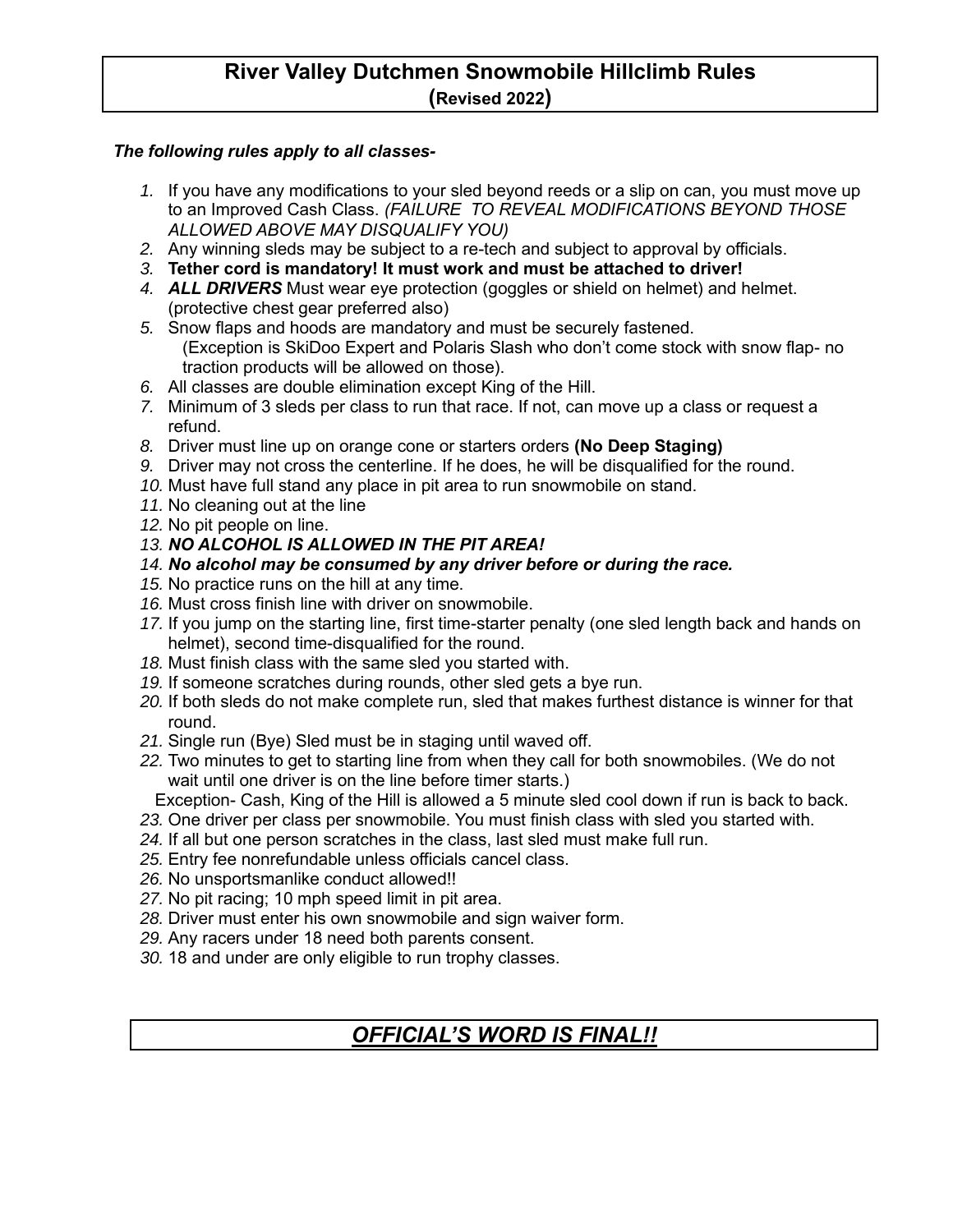# River Valley Dutchmen Snowmobile Hillclimb Rules
## (Revised 2022)

***The following rules apply to all classes-***

1. If you have any modifications to your sled beyond reeds or a slip on can, you must move up to an Improved Cash Class. *(FAILURE TO REVEAL MODIFICATIONS BEYOND THOSE ALLOWED ABOVE MAY DISQUALIFY YOU)*
2. Any winning sleds may be subject to a re-tech and subject to approval by officials.
3. **Tether cord is mandatory! It must work and must be attached to driver!**
4. ***ALL DRIVERS*** Must wear eye protection (goggles or shield on helmet) and helmet. (protective chest gear preferred also)
5. Snow flaps and hoods are mandatory and must be securely fastened. (Exception is SkiDoo Expert and Polaris Slash who don't come stock with snow flap- no traction products will be allowed on those).
6. All classes are double elimination except King of the Hill.
7. Minimum of 3 sleds per class to run that race. If not, can move up a class or request a refund.
8. Driver must line up on orange cone or starters orders **(No Deep Staging)**
9. Driver may not cross the centerline. If he does, he will be disqualified for the round.
10. Must have full stand any place in pit area to run snowmobile on stand.
11. No cleaning out at the line
12. No pit people on line.
13. ***NO ALCOHOL IS ALLOWED IN THE PIT AREA!***
14. ***No alcohol may be consumed by any driver before or during the race.***
15. No practice runs on the hill at any time.
16. Must cross finish line with driver on snowmobile.
17. If you jump on the starting line, first time-starter penalty (one sled length back and hands on helmet), second time-disqualified for the round.
18. Must finish class with the same sled you started with.
19. If someone scratches during rounds, other sled gets a bye run.
20. If both sleds do not make complete run, sled that makes furthest distance is winner for that round.
21. Single run (Bye) Sled must be in staging until waved off.
22. Two minutes to get to starting line from when they call for both snowmobiles. (We do not wait until one driver is on the line before timer starts.)
    Exception- Cash, King of the Hill is allowed a 5 minute sled cool down if run is back to back.
23. One driver per class per snowmobile. You must finish class with sled you started with.
24. If all but one person scratches in the class, last sled must make full run.
25. Entry fee nonrefundable unless officials cancel class.
26. No unsportsmanlike conduct allowed!!
27. No pit racing; 10 mph speed limit in pit area.
28. Driver must enter his own snowmobile and sign waiver form.
29. Any racers under 18 need both parents consent.
30. 18 and under are only eligible to run trophy classes.

## ***OFFICIAL'S WORD IS FINAL!!***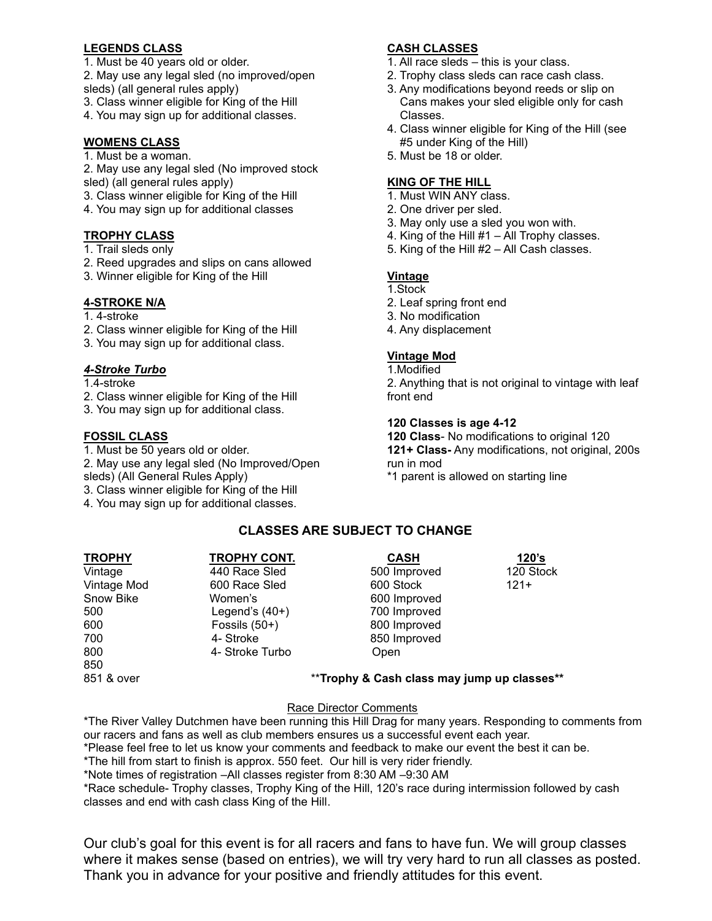**LEGENDS CLASS**

1. Must be 40 years old or older.
2. May use any legal sled (no improved/open sleds) (all general rules apply)
3. Class winner eligible for King of the Hill
4. You may sign up for additional classes.

**WOMENS CLASS**

1. Must be a woman.
2. May use any legal sled (No improved stock sled) (all general rules apply)
3. Class winner eligible for King of the Hill
4. You may sign up for additional classes

**TROPHY CLASS**

1. Trail sleds only
2. Reed upgrades and slips on cans allowed
3. Winner eligible for King of the Hill

**4-STROKE N/A**

1. 4-stroke
2. Class winner eligible for King of the Hill
3. You may sign up for additional class.

***4-Stroke Turbo***

1. 4-stroke
2. Class winner eligible for King of the Hill
3. You may sign up for additional class.

**FOSSIL CLASS**

1. Must be 50 years old or older.
2. May use any legal sled (No Improved/Open sleds) (All General Rules Apply)
3. Class winner eligible for King of the Hill
4. You may sign up for additional classes.

**CASH CLASSES**

1. All race sleds – this is your class.
2. Trophy class sleds can race cash class.
3. Any modifications beyond reeds or slip on Cans makes your sled eligible only for cash Classes.
4. Class winner eligible for King of the Hill (see #5 under King of the Hill)
5. Must be 18 or older.

**KING OF THE HILL**

1. Must WIN ANY class.
2. One driver per sled.
3. May only use a sled you won with.
4. King of the Hill #1 – All Trophy classes.
5. King of the Hill #2 – All Cash classes.

**Vintage**

1. Stock
2. Leaf spring front end
3. No modification
4. Any displacement

**Vintage Mod**

1. Modified
2. Anything that is not original to vintage with leaf front end

**120 Classes is age 4-12**

**120 Class**- No modifications to original 120

**121+ Class-** Any modifications, not original, 200s run in mod

*1 parent is allowed on starting line

**CLASSES ARE SUBJECT TO CHANGE**

| TROPHY | TROPHY CONT. | CASH | 120's |
|---|---|---|---|
| Vintage | 440 Race Sled | 500 Improved | 120 Stock |
| Vintage Mod | 600 Race Sled | 600 Stock | 121+ |
| Snow Bike | Women's | 600 Improved | |
| 500 | Legend's (40+) | 700 Improved | |
| 600 | Fossils (50+) | 800 Improved | |
| 700 | 4- Stroke | 850 Improved | |
| 800 | 4- Stroke Turbo | Open | |
| 850 | | | |
| 851 & over | | | |

****Trophy & Cash class may jump up classes****

Race Director Comments

*The River Valley Dutchmen have been running this Hill Drag for many years. Responding to comments from our racers and fans as well as club members ensures us a successful event each year.
*Please feel free to let us know your comments and feedback to make our event the best it can be.
*The hill from start to finish is approx. 550 feet. Our hill is very rider friendly.
*Note times of registration –All classes register from 8:30 AM –9:30 AM
*Race schedule- Trophy classes, Trophy King of the Hill, 120's race during intermission followed by cash classes and end with cash class King of the Hill.

Our club's goal for this event is for all racers and fans to have fun. We will group classes where it makes sense (based on entries), we will try very hard to run all classes as posted. Thank you in advance for your positive and friendly attitudes for this event.